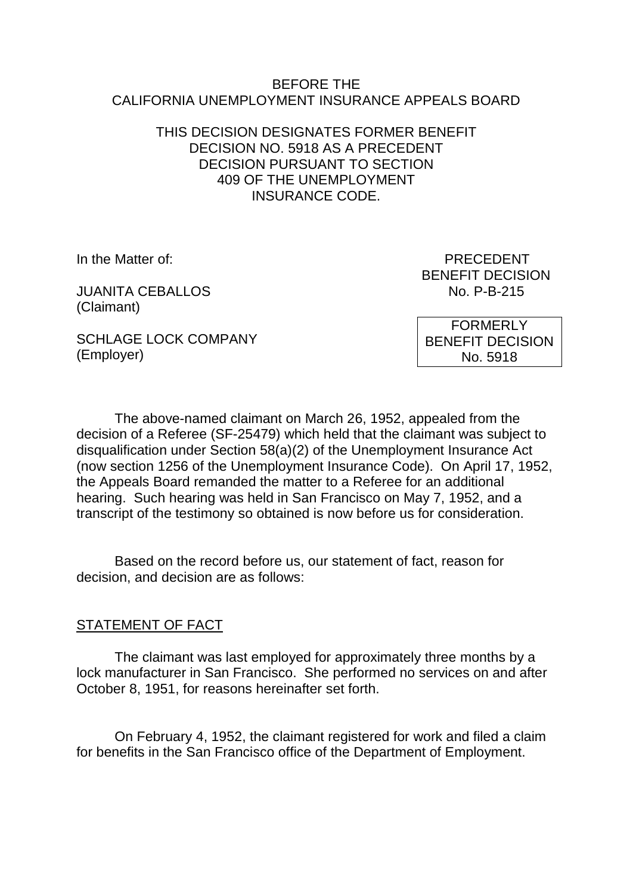BEFORE THE
CALIFORNIA UNEMPLOYMENT INSURANCE APPEALS BOARD

THIS DECISION DESIGNATES FORMER BENEFIT DECISION NO. 5918 AS A PRECEDENT DECISION PURSUANT TO SECTION 409 OF THE UNEMPLOYMENT INSURANCE CODE.

In the Matter of:

JUANITA CEBALLOS
(Claimant)

SCHLAGE LOCK COMPANY
(Employer)

PRECEDENT
BENEFIT DECISION
No. P-B-215

FORMERLY
BENEFIT DECISION
No. 5918

The above-named claimant on March 26, 1952, appealed from the decision of a Referee (SF-25479) which held that the claimant was subject to disqualification under Section 58(a)(2) of the Unemployment Insurance Act (now section 1256 of the Unemployment Insurance Code). On April 17, 1952, the Appeals Board remanded the matter to a Referee for an additional hearing. Such hearing was held in San Francisco on May 7, 1952, and a transcript of the testimony so obtained is now before us for consideration.

Based on the record before us, our statement of fact, reason for decision, and decision are as follows:

## STATEMENT OF FACT

The claimant was last employed for approximately three months by a lock manufacturer in San Francisco. She performed no services on and after October 8, 1951, for reasons hereinafter set forth.

On February 4, 1952, the claimant registered for work and filed a claim for benefits in the San Francisco office of the Department of Employment.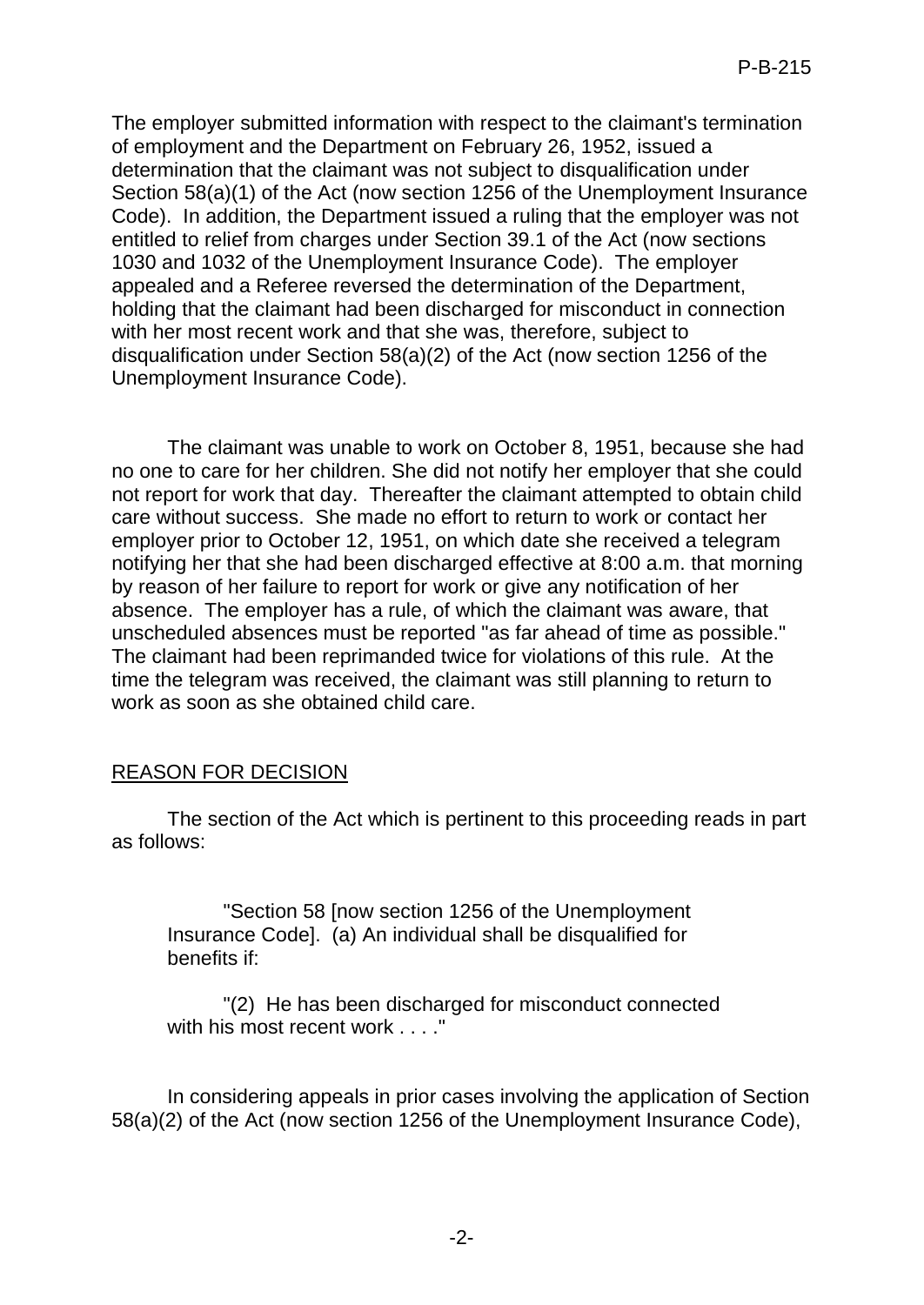The employer submitted information with respect to the claimant's termination of employment and the Department on February 26, 1952, issued a determination that the claimant was not subject to disqualification under Section 58(a)(1) of the Act (now section 1256 of the Unemployment Insurance Code). In addition, the Department issued a ruling that the employer was not entitled to relief from charges under Section 39.1 of the Act (now sections 1030 and 1032 of the Unemployment Insurance Code). The employer appealed and a Referee reversed the determination of the Department, holding that the claimant had been discharged for misconduct in connection with her most recent work and that she was, therefore, subject to disqualification under Section 58(a)(2) of the Act (now section 1256 of the Unemployment Insurance Code).

The claimant was unable to work on October 8, 1951, because she had no one to care for her children. She did not notify her employer that she could not report for work that day. Thereafter the claimant attempted to obtain child care without success. She made no effort to return to work or contact her employer prior to October 12, 1951, on which date she received a telegram notifying her that she had been discharged effective at 8:00 a.m. that morning by reason of her failure to report for work or give any notification of her absence. The employer has a rule, of which the claimant was aware, that unscheduled absences must be reported "as far ahead of time as possible." The claimant had been reprimanded twice for violations of this rule. At the time the telegram was received, the claimant was still planning to return to work as soon as she obtained child care.

## REASON FOR DECISION

The section of the Act which is pertinent to this proceeding reads in part as follows:

> "Section 58 [now section 1256 of the Unemployment Insurance Code]. (a) An individual shall be disqualified for benefits if:
>
> "(2) He has been discharged for misconduct connected with his most recent work . . . ."

In considering appeals in prior cases involving the application of Section 58(a)(2) of the Act (now section 1256 of the Unemployment Insurance Code),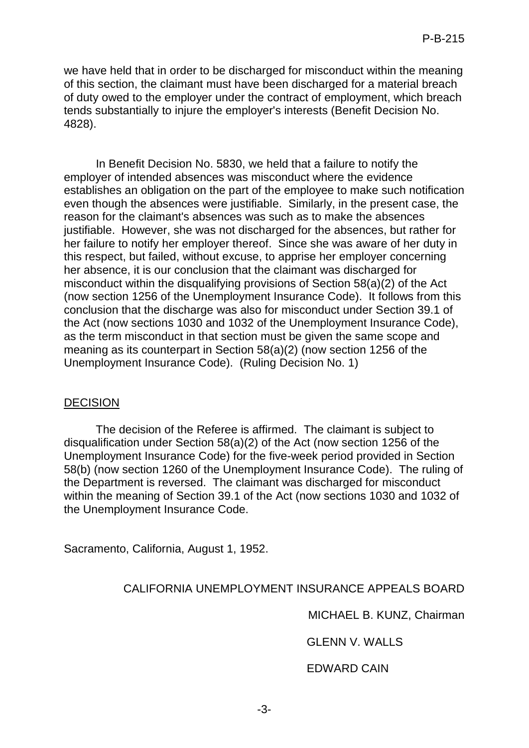we have held that in order to be discharged for misconduct within the meaning of this section, the claimant must have been discharged for a material breach of duty owed to the employer under the contract of employment, which breach tends substantially to injure the employer's interests (Benefit Decision No. 4828).

In Benefit Decision No. 5830, we held that a failure to notify the employer of intended absences was misconduct where the evidence establishes an obligation on the part of the employee to make such notification even though the absences were justifiable. Similarly, in the present case, the reason for the claimant's absences was such as to make the absences justifiable. However, she was not discharged for the absences, but rather for her failure to notify her employer thereof. Since she was aware of her duty in this respect, but failed, without excuse, to apprise her employer concerning her absence, it is our conclusion that the claimant was discharged for misconduct within the disqualifying provisions of Section 58(a)(2) of the Act (now section 1256 of the Unemployment Insurance Code). It follows from this conclusion that the discharge was also for misconduct under Section 39.1 of the Act (now sections 1030 and 1032 of the Unemployment Insurance Code), as the term misconduct in that section must be given the same scope and meaning as its counterpart in Section 58(a)(2) (now section 1256 of the Unemployment Insurance Code). (Ruling Decision No. 1)

## DECISION

The decision of the Referee is affirmed. The claimant is subject to disqualification under Section 58(a)(2) of the Act (now section 1256 of the Unemployment Insurance Code) for the five-week period provided in Section 58(b) (now section 1260 of the Unemployment Insurance Code). The ruling of the Department is reversed. The claimant was discharged for misconduct within the meaning of Section 39.1 of the Act (now sections 1030 and 1032 of the Unemployment Insurance Code.

Sacramento, California, August 1, 1952.

CALIFORNIA UNEMPLOYMENT INSURANCE APPEALS BOARD

MICHAEL B. KUNZ, Chairman

GLENN V. WALLS

EDWARD CAIN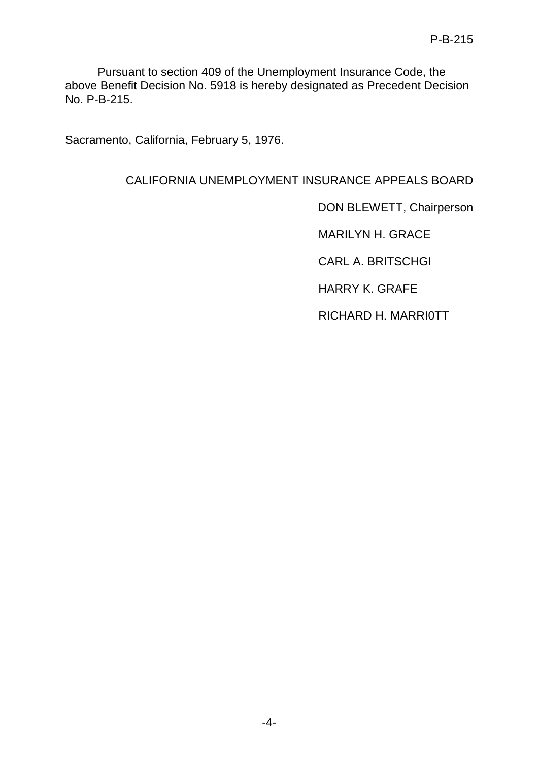Pursuant to section 409 of the Unemployment Insurance Code, the above Benefit Decision No. 5918 is hereby designated as Precedent Decision No. P-B-215.

Sacramento, California, February 5, 1976.

CALIFORNIA UNEMPLOYMENT INSURANCE APPEALS BOARD

DON BLEWETT, Chairperson

MARILYN H. GRACE

CARL A. BRITSCHGI

HARRY K. GRAFE

RICHARD H. MARRI0TT